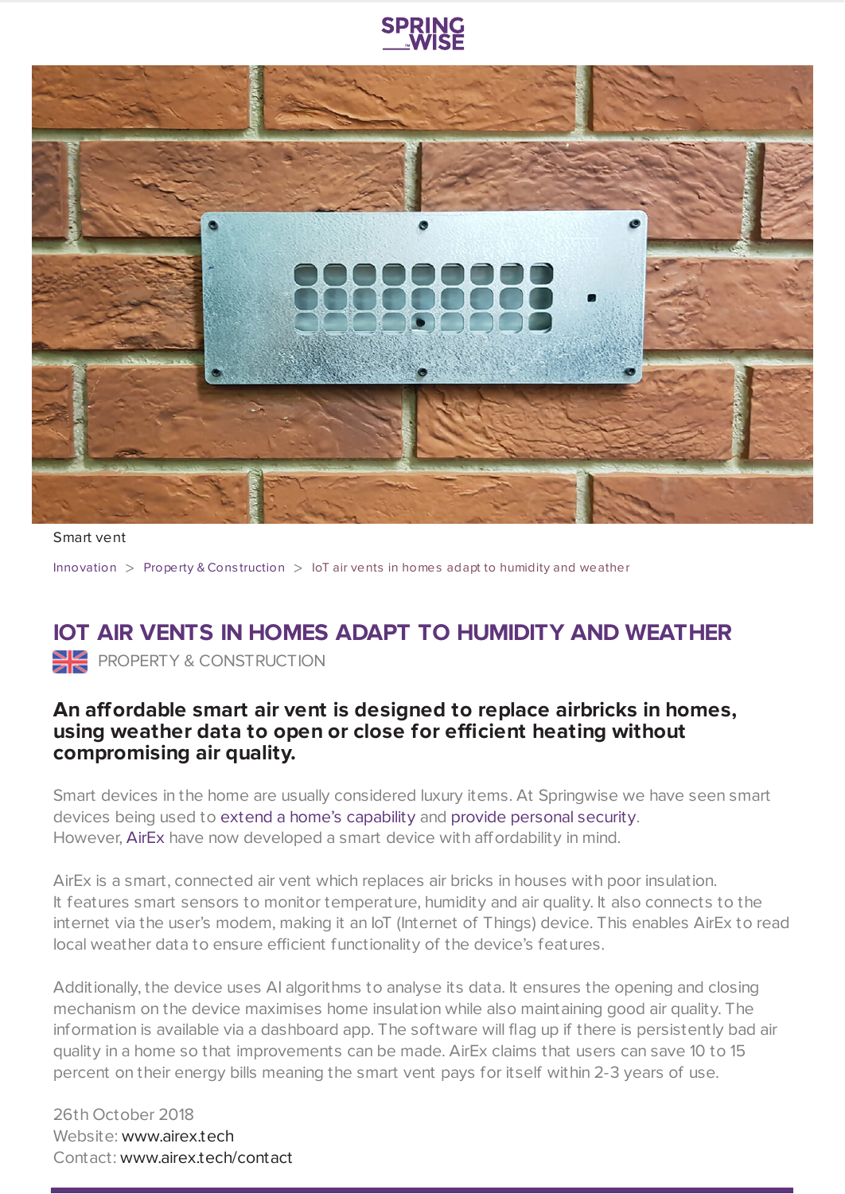Smart vent

Innovation > Property & Construction > IoT air vents in homes adapt to humidity and weather

# IOT AIR VENTS IN HOMES ADAPT TO HUMIDITY AND WEATHER

PROPERTY & CONSTRUCTION

**An affordable smart air vent is designed to replace airbricks in homes, using weather data to open or close for efficient heating without compromising air quality.**

Smart devices in the home are usually considered luxury items. At Springwise we have seen smart devices being used to extend a home's capability and provide personal security. However, AirEx have now developed a smart device with affordability in mind.

AirEx is a smart, connected air vent which replaces air bricks in houses with poor insulation. It features smart sensors to monitor temperature, humidity and air quality. It also connects to the internet via the user's modem, making it an IoT (Internet of Things) device. This enables AirEx to read local weather data to ensure efficient functionality of the device's features.

Additionally, the device uses AI algorithms to analyse its data. It ensures the opening and closing mechanism on the device maximises home insulation while also maintaining good air quality. The information is available via a dashboard app. The software will flag up if there is persistently bad air quality in a home so that improvements can be made. AirEx claims that users can save 10 to 15 percent on their energy bills meaning the smart vent pays for itself within 2-3 years of use.

26th October 2018
Website: www.airex.tech
Contact: www.airex.tech/contact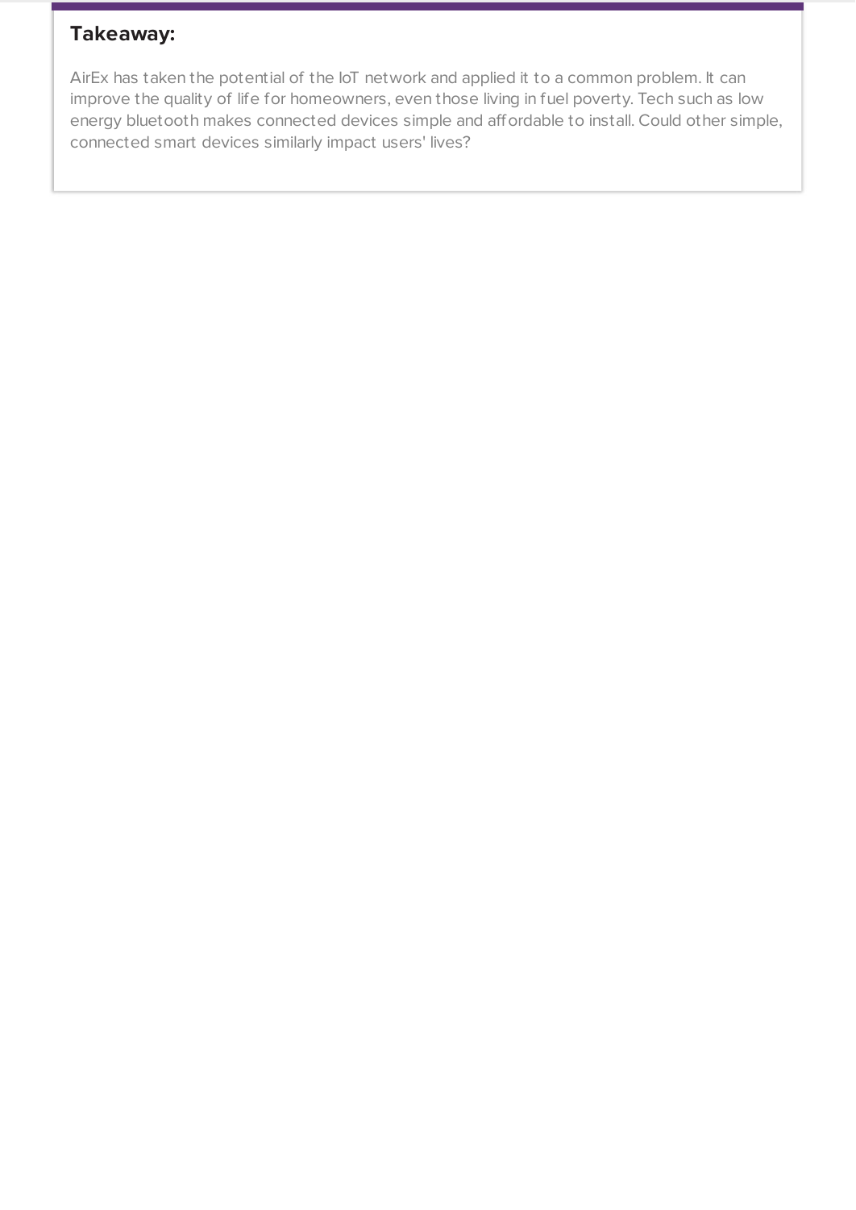**Takeaway:**

AirEx has taken the potential of the IoT network and applied it to a common problem. It can improve the quality of life for homeowners, even those living in fuel poverty. Tech such as low energy bluetooth makes connected devices simple and affordable to install. Could other simple, connected smart devices similarly impact users' lives?